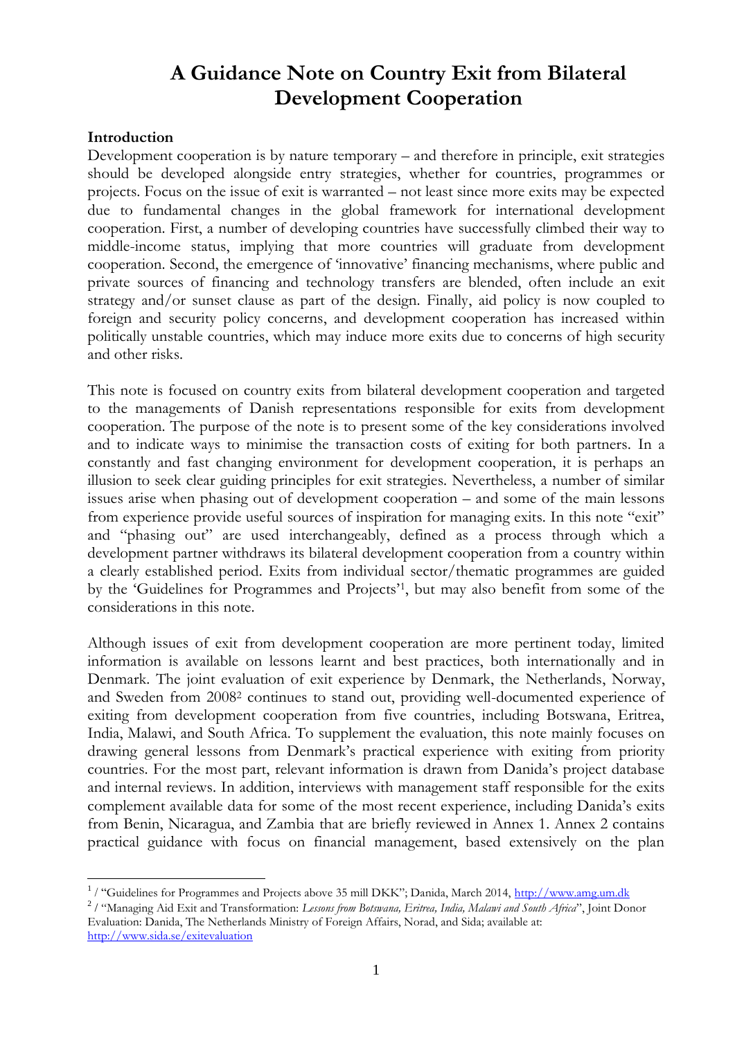# A Guidance Note on Country Exit from Bilateral Development Cooperation

**Introduction**

Development cooperation is by nature temporary – and therefore in principle, exit strategies should be developed alongside entry strategies, whether for countries, programmes or projects. Focus on the issue of exit is warranted – not least since more exits may be expected due to fundamental changes in the global framework for international development cooperation. First, a number of developing countries have successfully climbed their way to middle-income status, implying that more countries will graduate from development cooperation. Second, the emergence of 'innovative' financing mechanisms, where public and private sources of financing and technology transfers are blended, often include an exit strategy and/or sunset clause as part of the design. Finally, aid policy is now coupled to foreign and security policy concerns, and development cooperation has increased within politically unstable countries, which may induce more exits due to concerns of high security and other risks.

This note is focused on country exits from bilateral development cooperation and targeted to the managements of Danish representations responsible for exits from development cooperation. The purpose of the note is to present some of the key considerations involved and to indicate ways to minimise the transaction costs of exiting for both partners. In a constantly and fast changing environment for development cooperation, it is perhaps an illusion to seek clear guiding principles for exit strategies. Nevertheless, a number of similar issues arise when phasing out of development cooperation – and some of the main lessons from experience provide useful sources of inspiration for managing exits. In this note "exit" and "phasing out" are used interchangeably, defined as a process through which a development partner withdraws its bilateral development cooperation from a country within a clearly established period. Exits from individual sector/thematic programmes are guided by the 'Guidelines for Programmes and Projects'[1], but may also benefit from some of the considerations in this note.

Although issues of exit from development cooperation are more pertinent today, limited information is available on lessons learnt and best practices, both internationally and in Denmark. The joint evaluation of exit experience by Denmark, the Netherlands, Norway, and Sweden from 2008[2] continues to stand out, providing well-documented experience of exiting from development cooperation from five countries, including Botswana, Eritrea, India, Malawi, and South Africa. To supplement the evaluation, this note mainly focuses on drawing general lessons from Denmark's practical experience with exiting from priority countries. For the most part, relevant information is drawn from Danida's project database and internal reviews. In addition, interviews with management staff responsible for the exits complement available data for some of the most recent experience, including Danida's exits from Benin, Nicaragua, and Zambia that are briefly reviewed in Annex 1. Annex 2 contains practical guidance with focus on financial management, based extensively on the plan

---

[1] / "Guidelines for Programmes and Projects above 35 mill DKK"; Danida, March 2014, http://www.amg.um.dk

[2] / "Managing Aid Exit and Transformation: *Lessons from Botswana, Eritrea, India, Malawi and South Africa*", Joint Donor Evaluation: Danida, The Netherlands Ministry of Foreign Affairs, Norad, and Sida; available at: http://www.sida.se/exitevaluation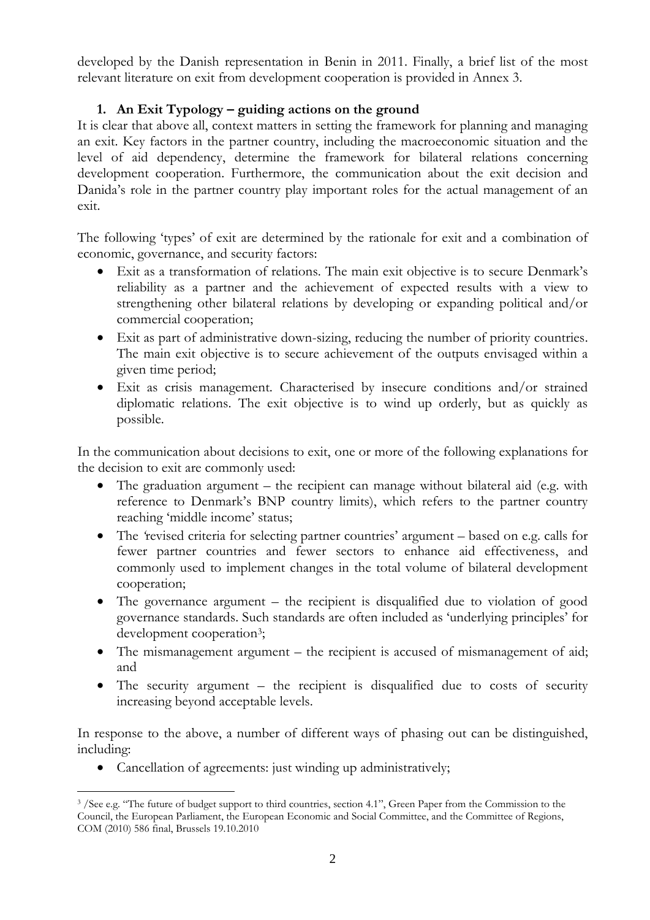developed by the Danish representation in Benin in 2011. Finally, a brief list of the most relevant literature on exit from development cooperation is provided in Annex 3.

## 1. An Exit Typology – guiding actions on the ground

It is clear that above all, context matters in setting the framework for planning and managing an exit. Key factors in the partner country, including the macroeconomic situation and the level of aid dependency, determine the framework for bilateral relations concerning development cooperation. Furthermore, the communication about the exit decision and Danida's role in the partner country play important roles for the actual management of an exit.

The following 'types' of exit are determined by the rationale for exit and a combination of economic, governance, and security factors:

- Exit as a transformation of relations. The main exit objective is to secure Denmark's reliability as a partner and the achievement of expected results with a view to strengthening other bilateral relations by developing or expanding political and/or commercial cooperation;
- Exit as part of administrative down-sizing, reducing the number of priority countries. The main exit objective is to secure achievement of the outputs envisaged within a given time period;
- Exit as crisis management. Characterised by insecure conditions and/or strained diplomatic relations. The exit objective is to wind up orderly, but as quickly as possible.

In the communication about decisions to exit, one or more of the following explanations for the decision to exit are commonly used:

- The graduation argument – the recipient can manage without bilateral aid (e.g. with reference to Denmark's BNP country limits), which refers to the partner country reaching 'middle income' status;
- The 'revised criteria for selecting partner countries' argument – based on e.g. calls for fewer partner countries and fewer sectors to enhance aid effectiveness, and commonly used to implement changes in the total volume of bilateral development cooperation;
- The governance argument – the recipient is disqualified due to violation of good governance standards. Such standards are often included as 'underlying principles' for development cooperation[3];
- The mismanagement argument – the recipient is accused of mismanagement of aid; and
- The security argument – the recipient is disqualified due to costs of security increasing beyond acceptable levels.

In response to the above, a number of different ways of phasing out can be distinguished, including:

- Cancellation of agreements: just winding up administratively;

[3] /See e.g. "The future of budget support to third countries, section 4.1", Green Paper from the Commission to the Council, the European Parliament, the European Economic and Social Committee, and the Committee of Regions, COM (2010) 586 final, Brussels 19.10.2010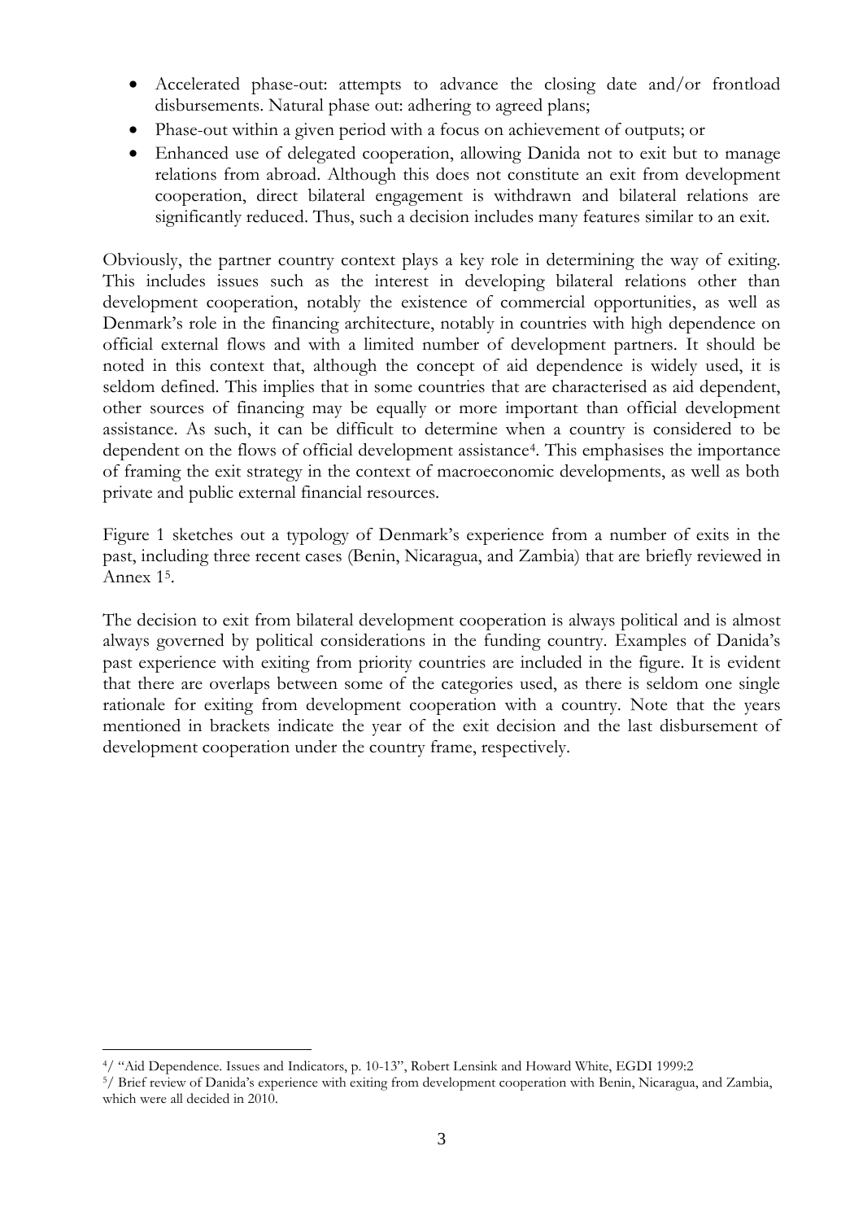- Accelerated phase-out: attempts to advance the closing date and/or frontload disbursements. Natural phase out: adhering to agreed plans;
- Phase-out within a given period with a focus on achievement of outputs; or
- Enhanced use of delegated cooperation, allowing Danida not to exit but to manage relations from abroad. Although this does not constitute an exit from development cooperation, direct bilateral engagement is withdrawn and bilateral relations are significantly reduced. Thus, such a decision includes many features similar to an exit.

Obviously, the partner country context plays a key role in determining the way of exiting. This includes issues such as the interest in developing bilateral relations other than development cooperation, notably the existence of commercial opportunities, as well as Denmark's role in the financing architecture, notably in countries with high dependence on official external flows and with a limited number of development partners. It should be noted in this context that, although the concept of aid dependence is widely used, it is seldom defined. This implies that in some countries that are characterised as aid dependent, other sources of financing may be equally or more important than official development assistance. As such, it can be difficult to determine when a country is considered to be dependent on the flows of official development assistance[4]. This emphasises the importance of framing the exit strategy in the context of macroeconomic developments, as well as both private and public external financial resources.

Figure 1 sketches out a typology of Denmark's experience from a number of exits in the past, including three recent cases (Benin, Nicaragua, and Zambia) that are briefly reviewed in Annex 1[5].

The decision to exit from bilateral development cooperation is always political and is almost always governed by political considerations in the funding country. Examples of Danida's past experience with exiting from priority countries are included in the figure. It is evident that there are overlaps between some of the categories used, as there is seldom one single rationale for exiting from development cooperation with a country. Note that the years mentioned in brackets indicate the year of the exit decision and the last disbursement of development cooperation under the country frame, respectively.

---

[4]/ "Aid Dependence. Issues and Indicators, p. 10-13", Robert Lensink and Howard White, EGDI 1999:2

[5]/ Brief review of Danida's experience with exiting from development cooperation with Benin, Nicaragua, and Zambia, which were all decided in 2010.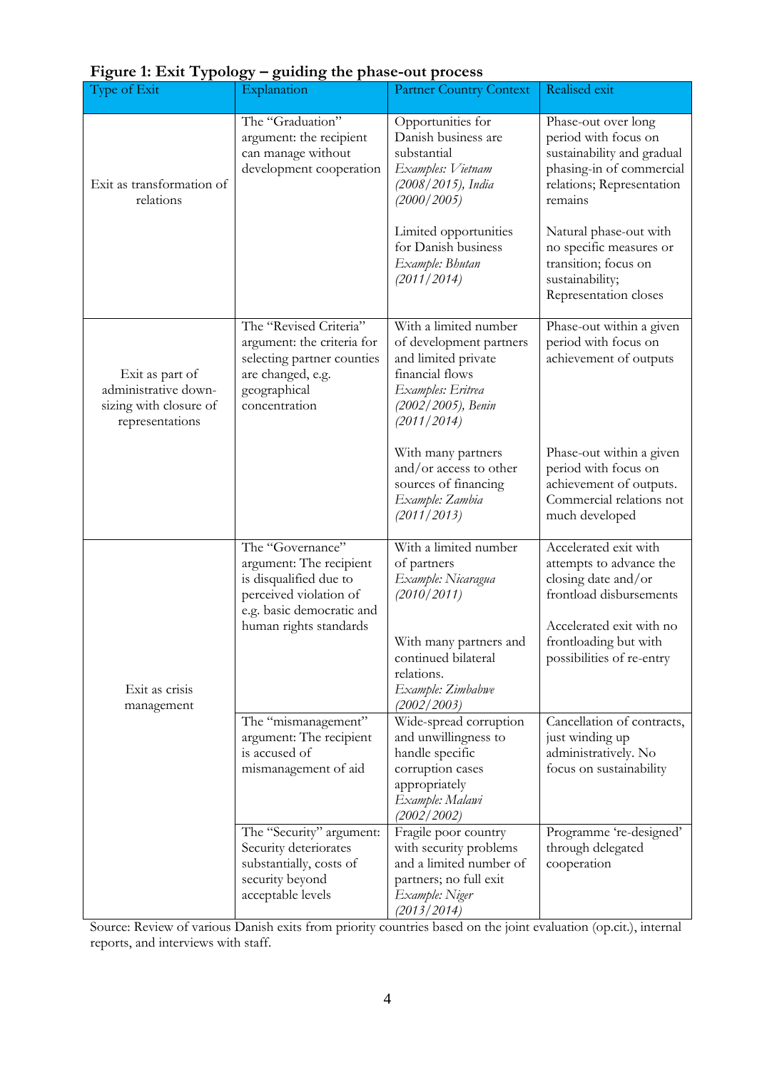**Figure 1: Exit Typology – guiding the phase-out process**

| Type of Exit | Explanation | Partner Country Context | Realised exit |
|---|---|---|---|
| Exit as transformation of relations | The "Graduation" argument: the recipient can manage without development cooperation | Opportunities for Danish business are substantial *Examples: Vietnam (2008/2015), India (2000/2005)* | Phase-out over long period with focus on sustainability and gradual phasing-in of commercial relations; Representation remains |
| | | Limited opportunities for Danish business *Example: Bhutan (2011/2014)* | Natural phase-out with no specific measures or transition; focus on sustainability; Representation closes |
| Exit as part of administrative down-sizing with closure of representations | The "Revised Criteria" argument: the criteria for selecting partner counties are changed, e.g. geographical concentration | With a limited number of development partners and limited private financial flows *Examples: Eritrea (2002/2005), Benin (2011/2014)* | Phase-out within a given period with focus on achievement of outputs |
| | | With many partners and/or access to other sources of financing *Example: Zambia (2011/2013)* | Phase-out within a given period with focus on achievement of outputs. Commercial relations not much developed |
| Exit as crisis management | The "Governance" argument: The recipient is disqualified due to perceived violation of e.g. basic democratic and human rights standards | With a limited number of partners *Example: Nicaragua (2010/2011)* | Accelerated exit with attempts to advance the closing date and/or frontload disbursements |
| | | With many partners and continued bilateral relations. *Example: Zimbabwe (2002/2003)* | Accelerated exit with no frontloading but with possibilities of re-entry |
| | The "mismanagement" argument: The recipient is accused of mismanagement of aid | Wide-spread corruption and unwillingness to handle specific corruption cases appropriately *Example: Malawi (2002/2002)* | Cancellation of contracts, just winding up administratively. No focus on sustainability |
| | The "Security" argument: Security deteriorates substantially, costs of security beyond acceptable levels | Fragile poor country with security problems and a limited number of partners; no full exit *Example: Niger (2013/2014)* | Programme 're-designed' through delegated cooperation |

Source: Review of various Danish exits from priority countries based on the joint evaluation (op.cit.), internal reports, and interviews with staff.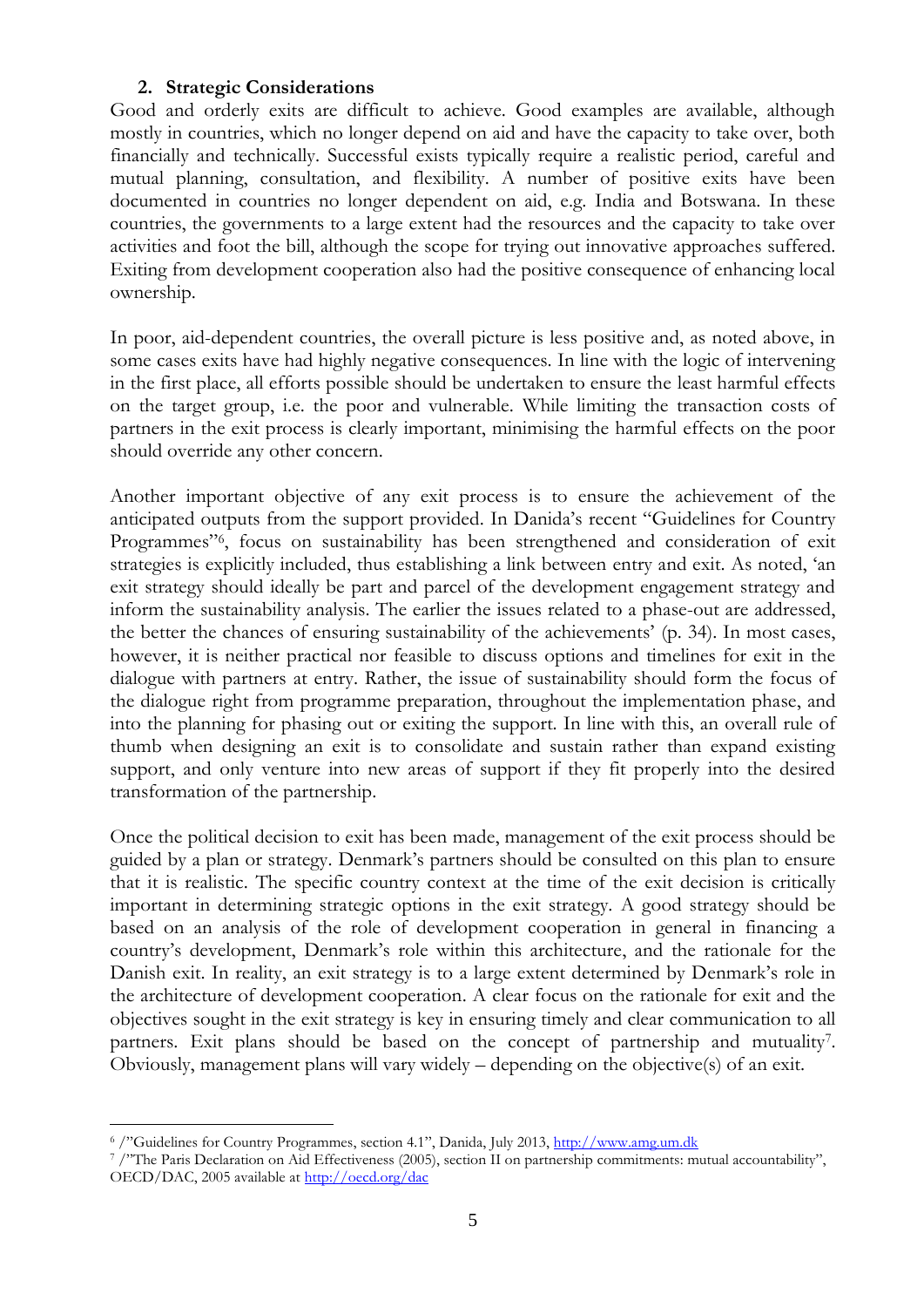## 2. Strategic Considerations

Good and orderly exits are difficult to achieve. Good examples are available, although mostly in countries, which no longer depend on aid and have the capacity to take over, both financially and technically. Successful exists typically require a realistic period, careful and mutual planning, consultation, and flexibility. A number of positive exits have been documented in countries no longer dependent on aid, e.g. India and Botswana. In these countries, the governments to a large extent had the resources and the capacity to take over activities and foot the bill, although the scope for trying out innovative approaches suffered. Exiting from development cooperation also had the positive consequence of enhancing local ownership.

In poor, aid-dependent countries, the overall picture is less positive and, as noted above, in some cases exits have had highly negative consequences. In line with the logic of intervening in the first place, all efforts possible should be undertaken to ensure the least harmful effects on the target group, i.e. the poor and vulnerable. While limiting the transaction costs of partners in the exit process is clearly important, minimising the harmful effects on the poor should override any other concern.

Another important objective of any exit process is to ensure the achievement of the anticipated outputs from the support provided. In Danida's recent "Guidelines for Country Programmes"[6], focus on sustainability has been strengthened and consideration of exit strategies is explicitly included, thus establishing a link between entry and exit. As noted, 'an exit strategy should ideally be part and parcel of the development engagement strategy and inform the sustainability analysis. The earlier the issues related to a phase-out are addressed, the better the chances of ensuring sustainability of the achievements' (p. 34). In most cases, however, it is neither practical nor feasible to discuss options and timelines for exit in the dialogue with partners at entry. Rather, the issue of sustainability should form the focus of the dialogue right from programme preparation, throughout the implementation phase, and into the planning for phasing out or exiting the support. In line with this, an overall rule of thumb when designing an exit is to consolidate and sustain rather than expand existing support, and only venture into new areas of support if they fit properly into the desired transformation of the partnership.

Once the political decision to exit has been made, management of the exit process should be guided by a plan or strategy. Denmark's partners should be consulted on this plan to ensure that it is realistic. The specific country context at the time of the exit decision is critically important in determining strategic options in the exit strategy. A good strategy should be based on an analysis of the role of development cooperation in general in financing a country's development, Denmark's role within this architecture, and the rationale for the Danish exit. In reality, an exit strategy is to a large extent determined by Denmark's role in the architecture of development cooperation. A clear focus on the rationale for exit and the objectives sought in the exit strategy is key in ensuring timely and clear communication to all partners. Exit plans should be based on the concept of partnership and mutuality[7]. Obviously, management plans will vary widely – depending on the objective(s) of an exit.

---

[6] /"Guidelines for Country Programmes, section 4.1", Danida, July 2013, http://www.amg.um.dk

[7] /"The Paris Declaration on Aid Effectiveness (2005), section II on partnership commitments: mutual accountability", OECD/DAC, 2005 available at http://oecd.org/dac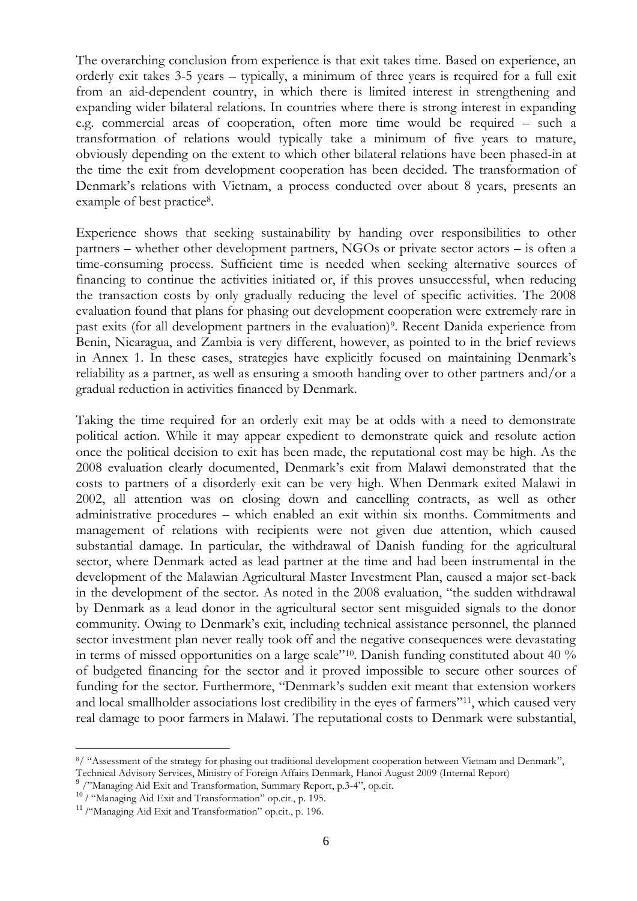The overarching conclusion from experience is that exit takes time. Based on experience, an orderly exit takes 3-5 years – typically, a minimum of three years is required for a full exit from an aid-dependent country, in which there is limited interest in strengthening and expanding wider bilateral relations. In countries where there is strong interest in expanding e.g. commercial areas of cooperation, often more time would be required – such a transformation of relations would typically take a minimum of five years to mature, obviously depending on the extent to which other bilateral relations have been phased-in at the time the exit from development cooperation has been decided. The transformation of Denmark's relations with Vietnam, a process conducted over about 8 years, presents an example of best practice[8].

Experience shows that seeking sustainability by handing over responsibilities to other partners – whether other development partners, NGOs or private sector actors – is often a time-consuming process. Sufficient time is needed when seeking alternative sources of financing to continue the activities initiated or, if this proves unsuccessful, when reducing the transaction costs by only gradually reducing the level of specific activities. The 2008 evaluation found that plans for phasing out development cooperation were extremely rare in past exits (for all development partners in the evaluation)[9]. Recent Danida experience from Benin, Nicaragua, and Zambia is very different, however, as pointed to in the brief reviews in Annex 1. In these cases, strategies have explicitly focused on maintaining Denmark's reliability as a partner, as well as ensuring a smooth handing over to other partners and/or a gradual reduction in activities financed by Denmark.

Taking the time required for an orderly exit may be at odds with a need to demonstrate political action. While it may appear expedient to demonstrate quick and resolute action once the political decision to exit has been made, the reputational cost may be high. As the 2008 evaluation clearly documented, Denmark's exit from Malawi demonstrated that the costs to partners of a disorderly exit can be very high. When Denmark exited Malawi in 2002, all attention was on closing down and cancelling contracts, as well as other administrative procedures – which enabled an exit within six months. Commitments and management of relations with recipients were not given due attention, which caused substantial damage. In particular, the withdrawal of Danish funding for the agricultural sector, where Denmark acted as lead partner at the time and had been instrumental in the development of the Malawian Agricultural Master Investment Plan, caused a major set-back in the development of the sector. As noted in the 2008 evaluation, "the sudden withdrawal by Denmark as a lead donor in the agricultural sector sent misguided signals to the donor community. Owing to Denmark's exit, including technical assistance personnel, the planned sector investment plan never really took off and the negative consequences were devastating in terms of missed opportunities on a large scale"[10]. Danish funding constituted about 40 % of budgeted financing for the sector and it proved impossible to secure other sources of funding for the sector. Furthermore, "Denmark's sudden exit meant that extension workers and local smallholder associations lost credibility in the eyes of farmers"[11], which caused very real damage to poor farmers in Malawi. The reputational costs to Denmark were substantial,

---

[8]/ "Assessment of the strategy for phasing out traditional development cooperation between Vietnam and Denmark", Technical Advisory Services, Ministry of Foreign Affairs Denmark, Hanoi August 2009 (Internal Report)

[9] /"Managing Aid Exit and Transformation, Summary Report, p.3-4", op.cit.

[10] / "Managing Aid Exit and Transformation" op.cit., p. 195.

[11] /"Managing Aid Exit and Transformation" op.cit., p. 196.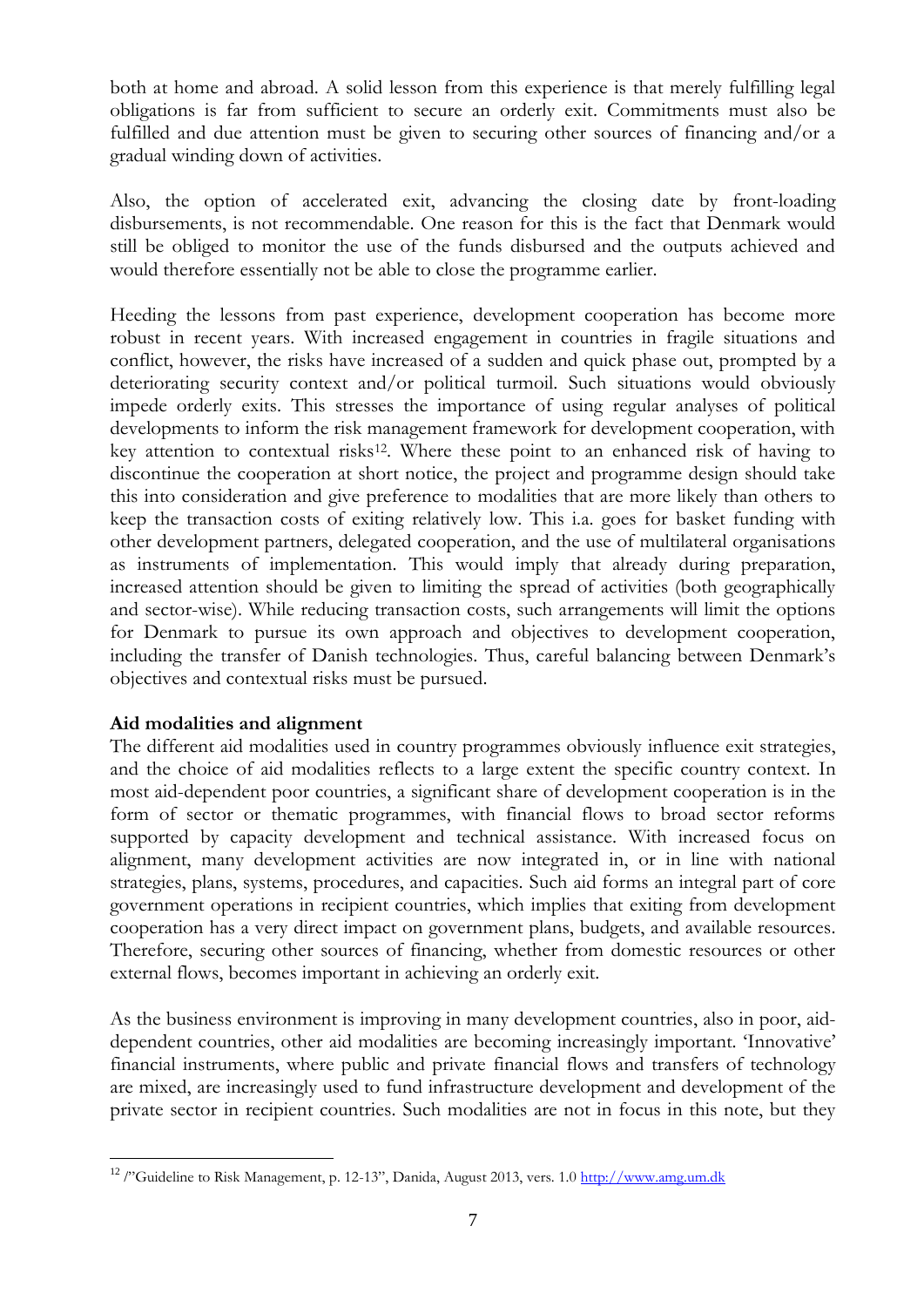both at home and abroad. A solid lesson from this experience is that merely fulfilling legal obligations is far from sufficient to secure an orderly exit. Commitments must also be fulfilled and due attention must be given to securing other sources of financing and/or a gradual winding down of activities.

Also, the option of accelerated exit, advancing the closing date by front-loading disbursements, is not recommendable. One reason for this is the fact that Denmark would still be obliged to monitor the use of the funds disbursed and the outputs achieved and would therefore essentially not be able to close the programme earlier.

Heeding the lessons from past experience, development cooperation has become more robust in recent years. With increased engagement in countries in fragile situations and conflict, however, the risks have increased of a sudden and quick phase out, prompted by a deteriorating security context and/or political turmoil. Such situations would obviously impede orderly exits. This stresses the importance of using regular analyses of political developments to inform the risk management framework for development cooperation, with key attention to contextual risks[12]. Where these point to an enhanced risk of having to discontinue the cooperation at short notice, the project and programme design should take this into consideration and give preference to modalities that are more likely than others to keep the transaction costs of exiting relatively low. This i.a. goes for basket funding with other development partners, delegated cooperation, and the use of multilateral organisations as instruments of implementation. This would imply that already during preparation, increased attention should be given to limiting the spread of activities (both geographically and sector-wise). While reducing transaction costs, such arrangements will limit the options for Denmark to pursue its own approach and objectives to development cooperation, including the transfer of Danish technologies. Thus, careful balancing between Denmark's objectives and contextual risks must be pursued.

**Aid modalities and alignment**

The different aid modalities used in country programmes obviously influence exit strategies, and the choice of aid modalities reflects to a large extent the specific country context. In most aid-dependent poor countries, a significant share of development cooperation is in the form of sector or thematic programmes, with financial flows to broad sector reforms supported by capacity development and technical assistance. With increased focus on alignment, many development activities are now integrated in, or in line with national strategies, plans, systems, procedures, and capacities. Such aid forms an integral part of core government operations in recipient countries, which implies that exiting from development cooperation has a very direct impact on government plans, budgets, and available resources. Therefore, securing other sources of financing, whether from domestic resources or other external flows, becomes important in achieving an orderly exit.

As the business environment is improving in many development countries, also in poor, aid-dependent countries, other aid modalities are becoming increasingly important. 'Innovative' financial instruments, where public and private financial flows and transfers of technology are mixed, are increasingly used to fund infrastructure development and development of the private sector in recipient countries. Such modalities are not in focus in this note, but they

[12] /"Guideline to Risk Management, p. 12-13", Danida, August 2013, vers. 1.0 http://www.amg.um.dk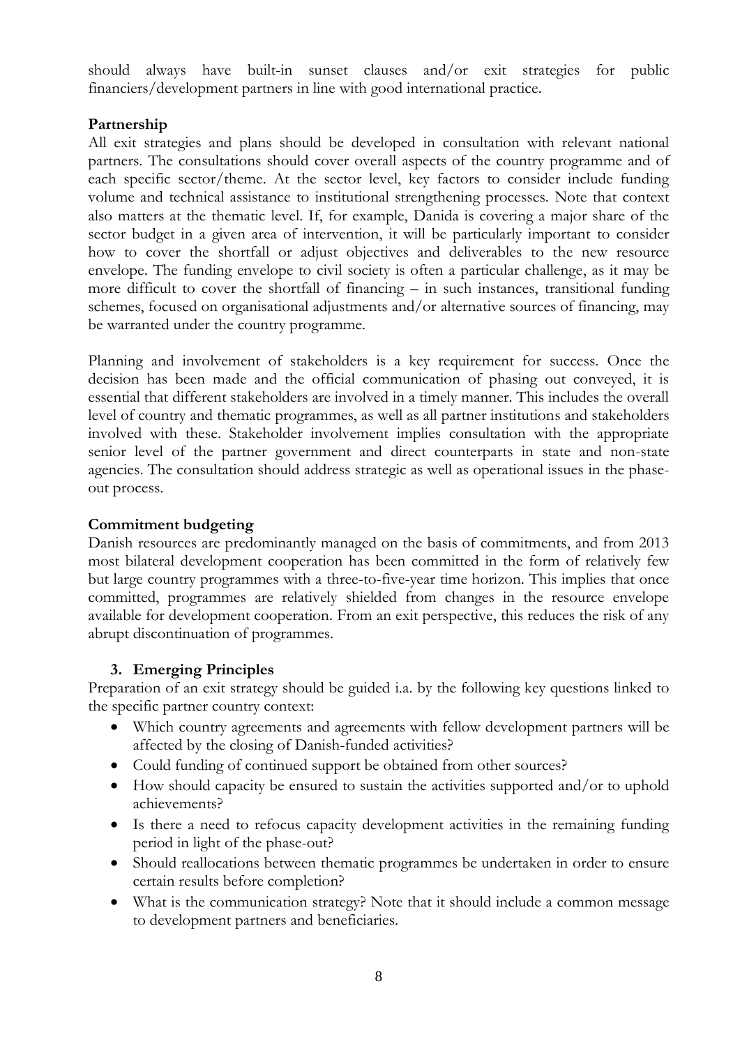should always have built-in sunset clauses and/or exit strategies for public financiers/development partners in line with good international practice.

**Partnership**

All exit strategies and plans should be developed in consultation with relevant national partners. The consultations should cover overall aspects of the country programme and of each specific sector/theme. At the sector level, key factors to consider include funding volume and technical assistance to institutional strengthening processes. Note that context also matters at the thematic level. If, for example, Danida is covering a major share of the sector budget in a given area of intervention, it will be particularly important to consider how to cover the shortfall or adjust objectives and deliverables to the new resource envelope. The funding envelope to civil society is often a particular challenge, as it may be more difficult to cover the shortfall of financing – in such instances, transitional funding schemes, focused on organisational adjustments and/or alternative sources of financing, may be warranted under the country programme.

Planning and involvement of stakeholders is a key requirement for success. Once the decision has been made and the official communication of phasing out conveyed, it is essential that different stakeholders are involved in a timely manner. This includes the overall level of country and thematic programmes, as well as all partner institutions and stakeholders involved with these. Stakeholder involvement implies consultation with the appropriate senior level of the partner government and direct counterparts in state and non-state agencies. The consultation should address strategic as well as operational issues in the phase-out process.

**Commitment budgeting**

Danish resources are predominantly managed on the basis of commitments, and from 2013 most bilateral development cooperation has been committed in the form of relatively few but large country programmes with a three-to-five-year time horizon. This implies that once committed, programmes are relatively shielded from changes in the resource envelope available for development cooperation. From an exit perspective, this reduces the risk of any abrupt discontinuation of programmes.

## 3. Emerging Principles

Preparation of an exit strategy should be guided i.a. by the following key questions linked to the specific partner country context:

- Which country agreements and agreements with fellow development partners will be affected by the closing of Danish-funded activities?
- Could funding of continued support be obtained from other sources?
- How should capacity be ensured to sustain the activities supported and/or to uphold achievements?
- Is there a need to refocus capacity development activities in the remaining funding period in light of the phase-out?
- Should reallocations between thematic programmes be undertaken in order to ensure certain results before completion?
- What is the communication strategy? Note that it should include a common message to development partners and beneficiaries.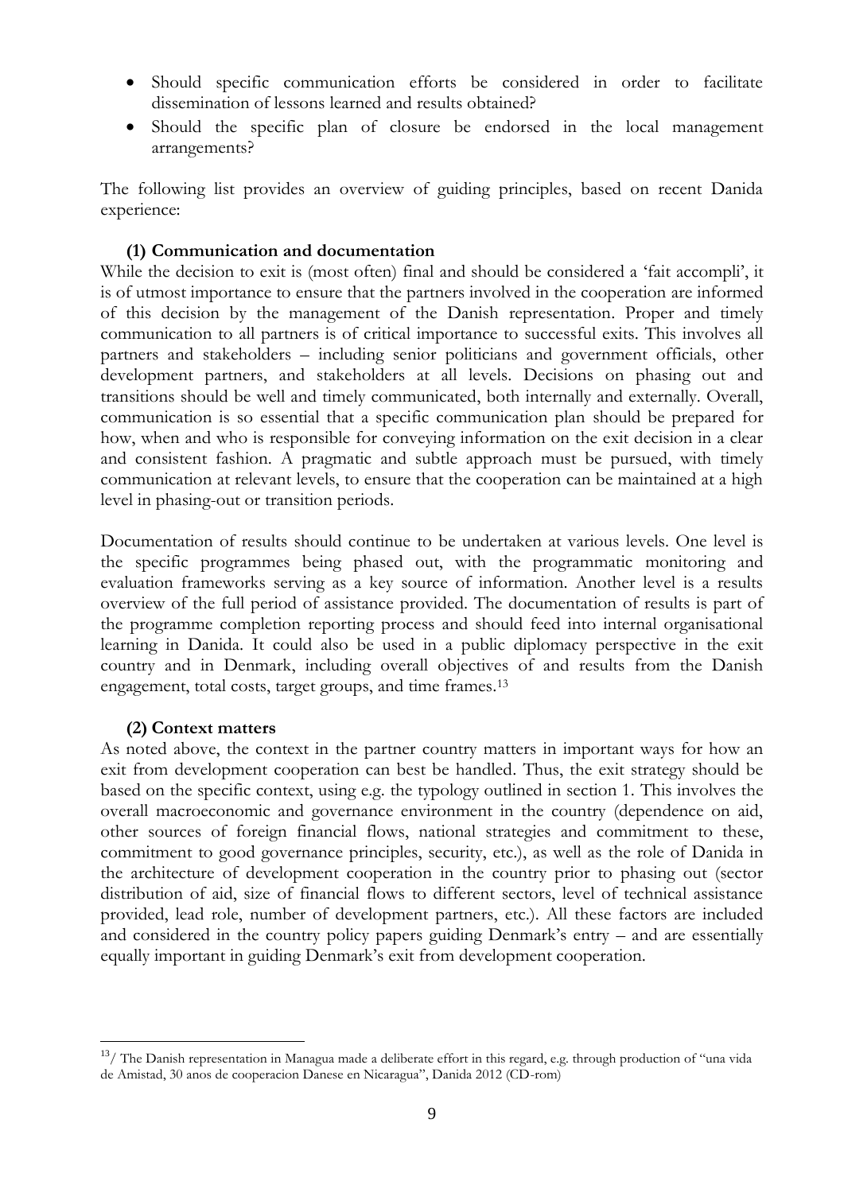- Should specific communication efforts be considered in order to facilitate dissemination of lessons learned and results obtained?
- Should the specific plan of closure be endorsed in the local management arrangements?

The following list provides an overview of guiding principles, based on recent Danida experience:

**(1) Communication and documentation**

While the decision to exit is (most often) final and should be considered a 'fait accompli', it is of utmost importance to ensure that the partners involved in the cooperation are informed of this decision by the management of the Danish representation. Proper and timely communication to all partners is of critical importance to successful exits. This involves all partners and stakeholders – including senior politicians and government officials, other development partners, and stakeholders at all levels. Decisions on phasing out and transitions should be well and timely communicated, both internally and externally. Overall, communication is so essential that a specific communication plan should be prepared for how, when and who is responsible for conveying information on the exit decision in a clear and consistent fashion. A pragmatic and subtle approach must be pursued, with timely communication at relevant levels, to ensure that the cooperation can be maintained at a high level in phasing-out or transition periods.

Documentation of results should continue to be undertaken at various levels. One level is the specific programmes being phased out, with the programmatic monitoring and evaluation frameworks serving as a key source of information. Another level is a results overview of the full period of assistance provided. The documentation of results is part of the programme completion reporting process and should feed into internal organisational learning in Danida. It could also be used in a public diplomacy perspective in the exit country and in Denmark, including overall objectives of and results from the Danish engagement, total costs, target groups, and time frames.[13]

**(2) Context matters**

As noted above, the context in the partner country matters in important ways for how an exit from development cooperation can best be handled. Thus, the exit strategy should be based on the specific context, using e.g. the typology outlined in section 1. This involves the overall macroeconomic and governance environment in the country (dependence on aid, other sources of foreign financial flows, national strategies and commitment to these, commitment to good governance principles, security, etc.), as well as the role of Danida in the architecture of development cooperation in the country prior to phasing out (sector distribution of aid, size of financial flows to different sectors, level of technical assistance provided, lead role, number of development partners, etc.). All these factors are included and considered in the country policy papers guiding Denmark's entry – and are essentially equally important in guiding Denmark's exit from development cooperation.

---

[13]/ The Danish representation in Managua made a deliberate effort in this regard, e.g. through production of "una vida de Amistad, 30 anos de cooperacion Danese en Nicaragua", Danida 2012 (CD-rom)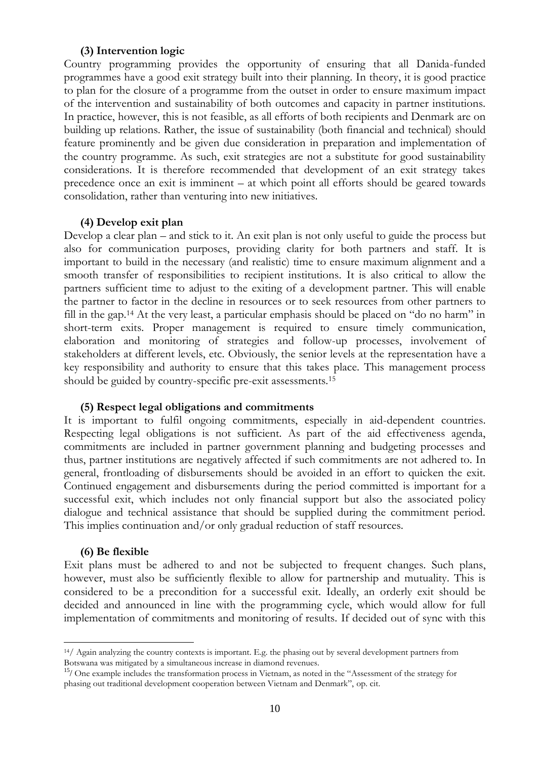### (3) Intervention logic

Country programming provides the opportunity of ensuring that all Danida-funded programmes have a good exit strategy built into their planning. In theory, it is good practice to plan for the closure of a programme from the outset in order to ensure maximum impact of the intervention and sustainability of both outcomes and capacity in partner institutions. In practice, however, this is not feasible, as all efforts of both recipients and Denmark are on building up relations. Rather, the issue of sustainability (both financial and technical) should feature prominently and be given due consideration in preparation and implementation of the country programme. As such, exit strategies are not a substitute for good sustainability considerations. It is therefore recommended that development of an exit strategy takes precedence once an exit is imminent – at which point all efforts should be geared towards consolidation, rather than venturing into new initiatives.

### (4) Develop exit plan

Develop a clear plan – and stick to it. An exit plan is not only useful to guide the process but also for communication purposes, providing clarity for both partners and staff. It is important to build in the necessary (and realistic) time to ensure maximum alignment and a smooth transfer of responsibilities to recipient institutions. It is also critical to allow the partners sufficient time to adjust to the exiting of a development partner. This will enable the partner to factor in the decline in resources or to seek resources from other partners to fill in the gap.[14] At the very least, a particular emphasis should be placed on "do no harm" in short-term exits. Proper management is required to ensure timely communication, elaboration and monitoring of strategies and follow-up processes, involvement of stakeholders at different levels, etc. Obviously, the senior levels at the representation have a key responsibility and authority to ensure that this takes place. This management process should be guided by country-specific pre-exit assessments.[15]

### (5) Respect legal obligations and commitments

It is important to fulfil ongoing commitments, especially in aid-dependent countries. Respecting legal obligations is not sufficient. As part of the aid effectiveness agenda, commitments are included in partner government planning and budgeting processes and thus, partner institutions are negatively affected if such commitments are not adhered to. In general, frontloading of disbursements should be avoided in an effort to quicken the exit. Continued engagement and disbursements during the period committed is important for a successful exit, which includes not only financial support but also the associated policy dialogue and technical assistance that should be supplied during the commitment period. This implies continuation and/or only gradual reduction of staff resources.

### (6) Be flexible

Exit plans must be adhered to and not be subjected to frequent changes. Such plans, however, must also be sufficiently flexible to allow for partnership and mutuality. This is considered to be a precondition for a successful exit. Ideally, an orderly exit should be decided and announced in line with the programming cycle, which would allow for full implementation of commitments and monitoring of results. If decided out of sync with this

---

[14]/ Again analyzing the country contexts is important. E.g. the phasing out by several development partners from Botswana was mitigated by a simultaneous increase in diamond revenues.

[15]/ One example includes the transformation process in Vietnam, as noted in the "Assessment of the strategy for phasing out traditional development cooperation between Vietnam and Denmark", op. cit.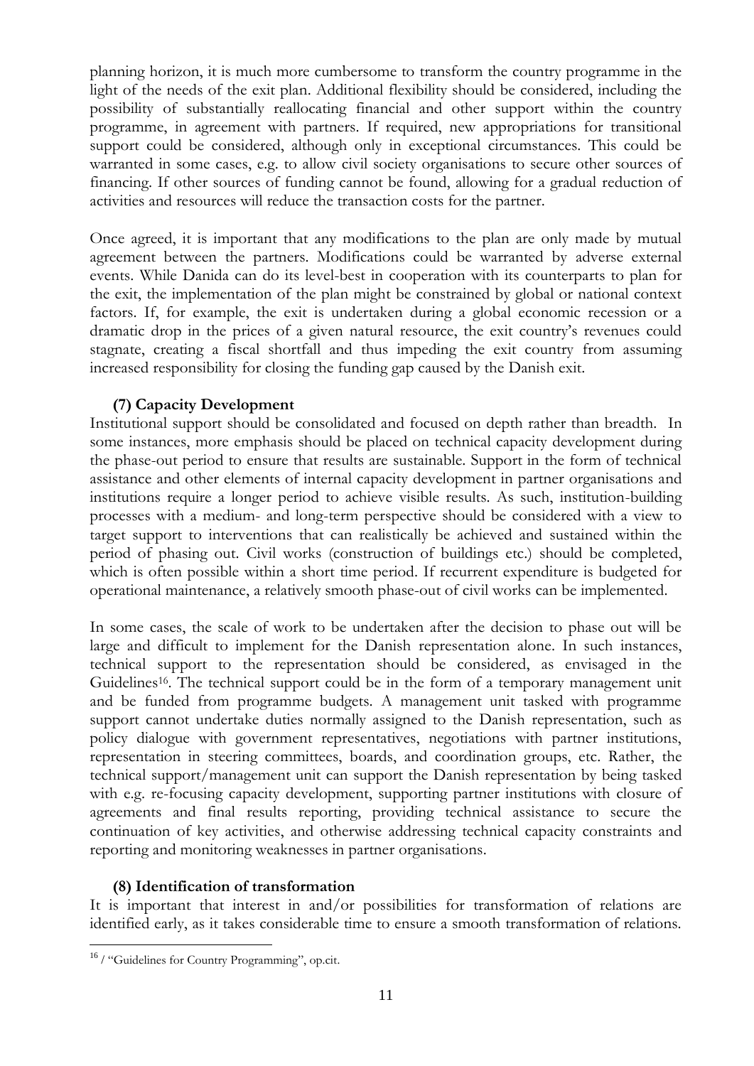planning horizon, it is much more cumbersome to transform the country programme in the light of the needs of the exit plan. Additional flexibility should be considered, including the possibility of substantially reallocating financial and other support within the country programme, in agreement with partners. If required, new appropriations for transitional support could be considered, although only in exceptional circumstances. This could be warranted in some cases, e.g. to allow civil society organisations to secure other sources of financing. If other sources of funding cannot be found, allowing for a gradual reduction of activities and resources will reduce the transaction costs for the partner.

Once agreed, it is important that any modifications to the plan are only made by mutual agreement between the partners. Modifications could be warranted by adverse external events. While Danida can do its level-best in cooperation with its counterparts to plan for the exit, the implementation of the plan might be constrained by global or national context factors. If, for example, the exit is undertaken during a global economic recession or a dramatic drop in the prices of a given natural resource, the exit country's revenues could stagnate, creating a fiscal shortfall and thus impeding the exit country from assuming increased responsibility for closing the funding gap caused by the Danish exit.

#### (7) Capacity Development

Institutional support should be consolidated and focused on depth rather than breadth. In some instances, more emphasis should be placed on technical capacity development during the phase-out period to ensure that results are sustainable. Support in the form of technical assistance and other elements of internal capacity development in partner organisations and institutions require a longer period to achieve visible results. As such, institution-building processes with a medium- and long-term perspective should be considered with a view to target support to interventions that can realistically be achieved and sustained within the period of phasing out. Civil works (construction of buildings etc.) should be completed, which is often possible within a short time period. If recurrent expenditure is budgeted for operational maintenance, a relatively smooth phase-out of civil works can be implemented.

In some cases, the scale of work to be undertaken after the decision to phase out will be large and difficult to implement for the Danish representation alone. In such instances, technical support to the representation should be considered, as envisaged in the Guidelines[16]. The technical support could be in the form of a temporary management unit and be funded from programme budgets. A management unit tasked with programme support cannot undertake duties normally assigned to the Danish representation, such as policy dialogue with government representatives, negotiations with partner institutions, representation in steering committees, boards, and coordination groups, etc. Rather, the technical support/management unit can support the Danish representation by being tasked with e.g. re-focusing capacity development, supporting partner institutions with closure of agreements and final results reporting, providing technical assistance to secure the continuation of key activities, and otherwise addressing technical capacity constraints and reporting and monitoring weaknesses in partner organisations.

#### (8) Identification of transformation

It is important that interest in and/or possibilities for transformation of relations are identified early, as it takes considerable time to ensure a smooth transformation of relations.

---

[16] / "Guidelines for Country Programming", op.cit.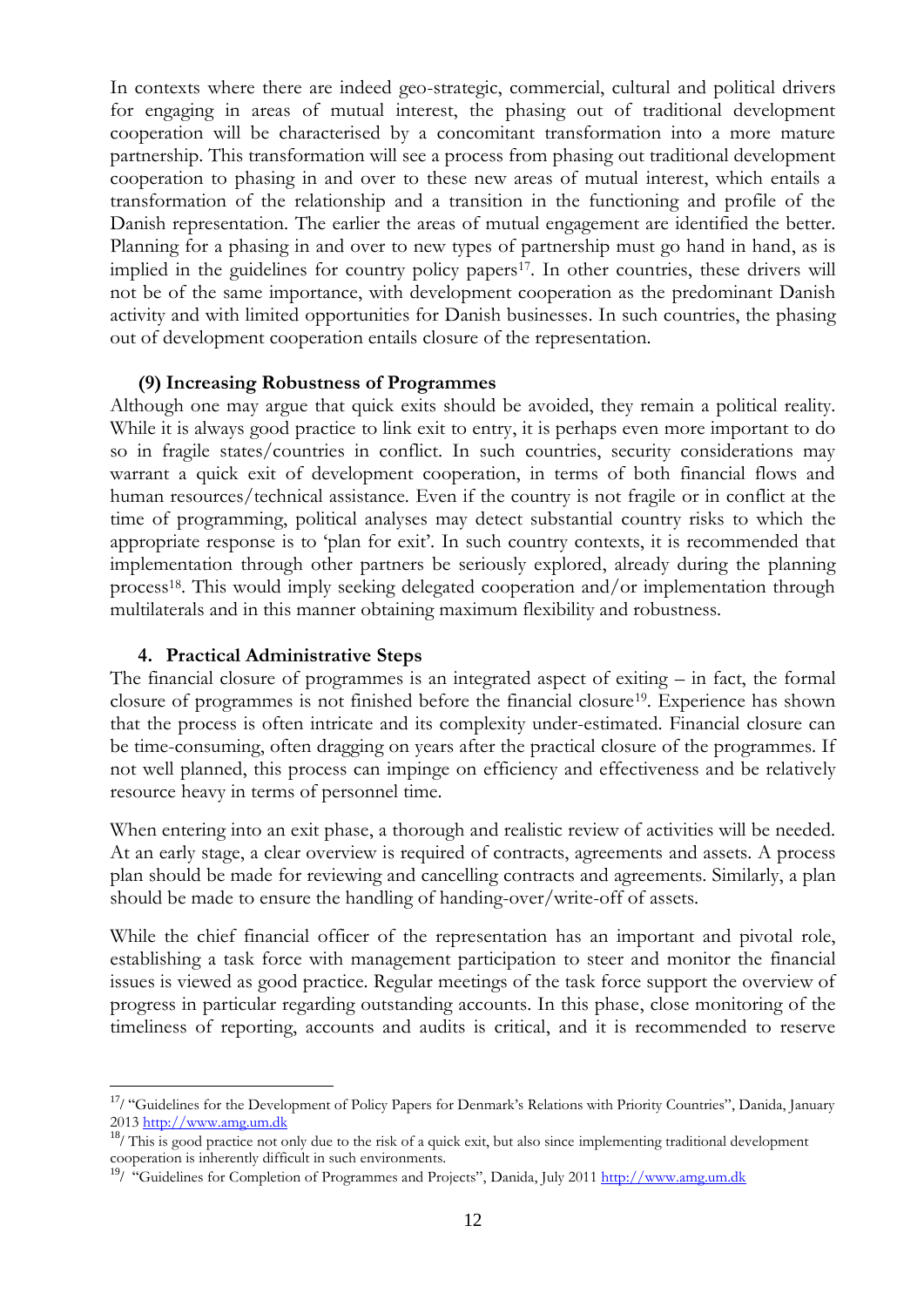In contexts where there are indeed geo-strategic, commercial, cultural and political drivers for engaging in areas of mutual interest, the phasing out of traditional development cooperation will be characterised by a concomitant transformation into a more mature partnership. This transformation will see a process from phasing out traditional development cooperation to phasing in and over to these new areas of mutual interest, which entails a transformation of the relationship and a transition in the functioning and profile of the Danish representation. The earlier the areas of mutual engagement are identified the better. Planning for a phasing in and over to new types of partnership must go hand in hand, as is implied in the guidelines for country policy papers[17]. In other countries, these drivers will not be of the same importance, with development cooperation as the predominant Danish activity and with limited opportunities for Danish businesses. In such countries, the phasing out of development cooperation entails closure of the representation.

### (9) Increasing Robustness of Programmes

Although one may argue that quick exits should be avoided, they remain a political reality. While it is always good practice to link exit to entry, it is perhaps even more important to do so in fragile states/countries in conflict. In such countries, security considerations may warrant a quick exit of development cooperation, in terms of both financial flows and human resources/technical assistance. Even if the country is not fragile or in conflict at the time of programming, political analyses may detect substantial country risks to which the appropriate response is to 'plan for exit'. In such country contexts, it is recommended that implementation through other partners be seriously explored, already during the planning process[18]. This would imply seeking delegated cooperation and/or implementation through multilaterals and in this manner obtaining maximum flexibility and robustness.

## 4. Practical Administrative Steps

The financial closure of programmes is an integrated aspect of exiting – in fact, the formal closure of programmes is not finished before the financial closure[19]. Experience has shown that the process is often intricate and its complexity under-estimated. Financial closure can be time-consuming, often dragging on years after the practical closure of the programmes. If not well planned, this process can impinge on efficiency and effectiveness and be relatively resource heavy in terms of personnel time.

When entering into an exit phase, a thorough and realistic review of activities will be needed. At an early stage, a clear overview is required of contracts, agreements and assets. A process plan should be made for reviewing and cancelling contracts and agreements. Similarly, a plan should be made to ensure the handling of handing-over/write-off of assets.

While the chief financial officer of the representation has an important and pivotal role, establishing a task force with management participation to steer and monitor the financial issues is viewed as good practice. Regular meetings of the task force support the overview of progress in particular regarding outstanding accounts. In this phase, close monitoring of the timeliness of reporting, accounts and audits is critical, and it is recommended to reserve

---

[17]/ "Guidelines for the Development of Policy Papers for Denmark's Relations with Priority Countries", Danida, January 2013 http://www.amg.um.dk

[18]/ This is good practice not only due to the risk of a quick exit, but also since implementing traditional development cooperation is inherently difficult in such environments.

[19]/ "Guidelines for Completion of Programmes and Projects", Danida, July 2011 http://www.amg.um.dk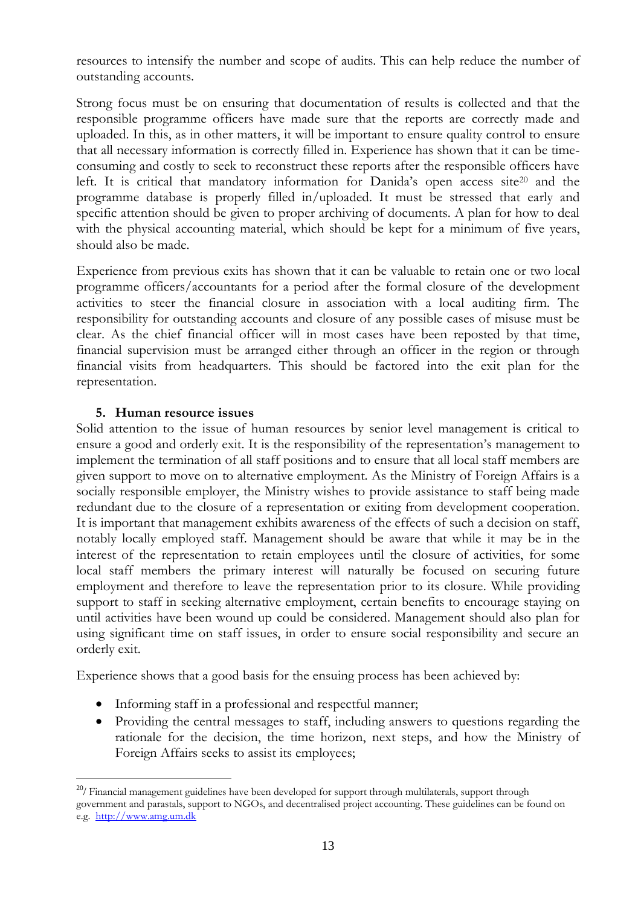resources to intensify the number and scope of audits. This can help reduce the number of outstanding accounts.

Strong focus must be on ensuring that documentation of results is collected and that the responsible programme officers have made sure that the reports are correctly made and uploaded. In this, as in other matters, it will be important to ensure quality control to ensure that all necessary information is correctly filled in. Experience has shown that it can be time-consuming and costly to seek to reconstruct these reports after the responsible officers have left. It is critical that mandatory information for Danida's open access site[20] and the programme database is properly filled in/uploaded. It must be stressed that early and specific attention should be given to proper archiving of documents. A plan for how to deal with the physical accounting material, which should be kept for a minimum of five years, should also be made.

Experience from previous exits has shown that it can be valuable to retain one or two local programme officers/accountants for a period after the formal closure of the development activities to steer the financial closure in association with a local auditing firm. The responsibility for outstanding accounts and closure of any possible cases of misuse must be clear. As the chief financial officer will in most cases have been reposted by that time, financial supervision must be arranged either through an officer in the region or through financial visits from headquarters. This should be factored into the exit plan for the representation.

## 5. Human resource issues

Solid attention to the issue of human resources by senior level management is critical to ensure a good and orderly exit. It is the responsibility of the representation's management to implement the termination of all staff positions and to ensure that all local staff members are given support to move on to alternative employment. As the Ministry of Foreign Affairs is a socially responsible employer, the Ministry wishes to provide assistance to staff being made redundant due to the closure of a representation or exiting from development cooperation. It is important that management exhibits awareness of the effects of such a decision on staff, notably locally employed staff. Management should be aware that while it may be in the interest of the representation to retain employees until the closure of activities, for some local staff members the primary interest will naturally be focused on securing future employment and therefore to leave the representation prior to its closure. While providing support to staff in seeking alternative employment, certain benefits to encourage staying on until activities have been wound up could be considered. Management should also plan for using significant time on staff issues, in order to ensure social responsibility and secure an orderly exit.

Experience shows that a good basis for the ensuing process has been achieved by:

- Informing staff in a professional and respectful manner;
- Providing the central messages to staff, including answers to questions regarding the rationale for the decision, the time horizon, next steps, and how the Ministry of Foreign Affairs seeks to assist its employees;

---

[20]/ Financial management guidelines have been developed for support through multilaterals, support through government and parastals, support to NGOs, and decentralised project accounting. These guidelines can be found on e.g. http://www.amg.um.dk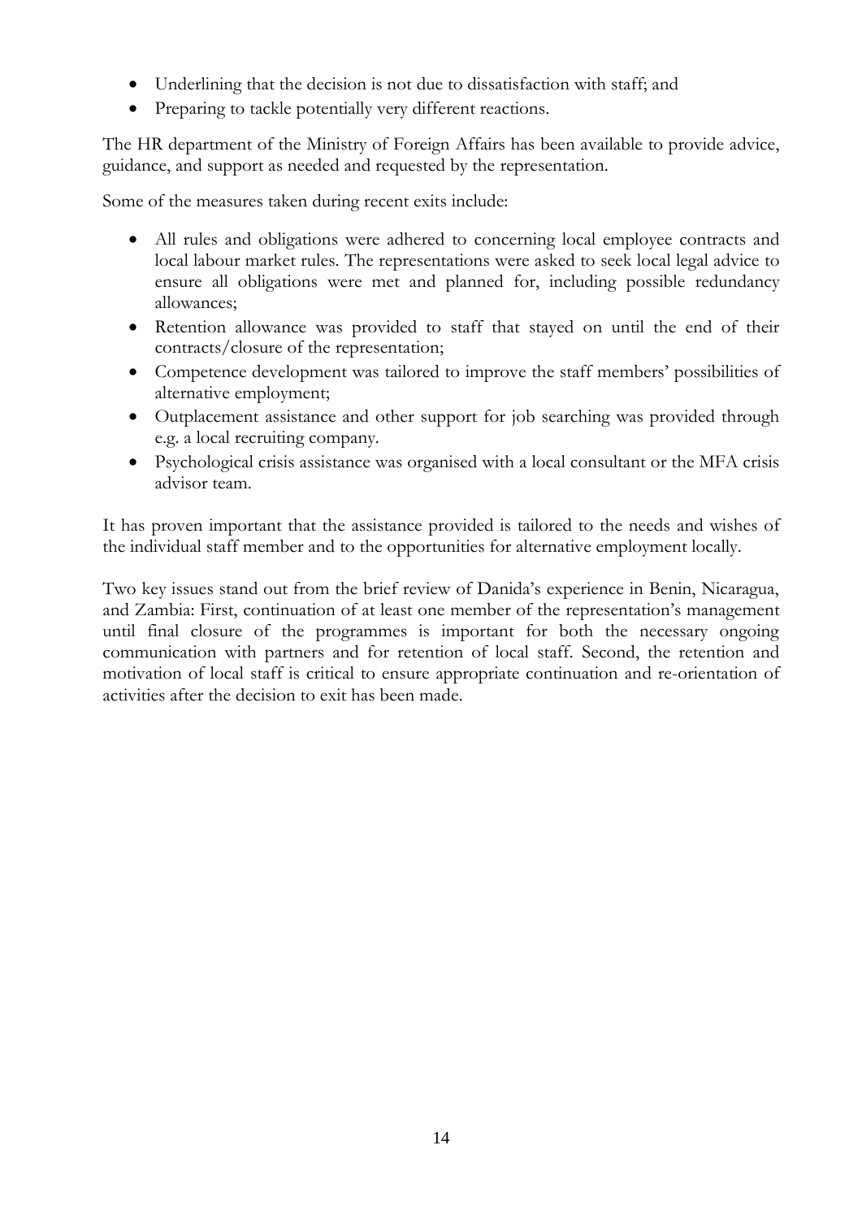- Underlining that the decision is not due to dissatisfaction with staff; and
- Preparing to tackle potentially very different reactions.

The HR department of the Ministry of Foreign Affairs has been available to provide advice, guidance, and support as needed and requested by the representation.

Some of the measures taken during recent exits include:

- All rules and obligations were adhered to concerning local employee contracts and local labour market rules. The representations were asked to seek local legal advice to ensure all obligations were met and planned for, including possible redundancy allowances;
- Retention allowance was provided to staff that stayed on until the end of their contracts/closure of the representation;
- Competence development was tailored to improve the staff members' possibilities of alternative employment;
- Outplacement assistance and other support for job searching was provided through e.g. a local recruiting company.
- Psychological crisis assistance was organised with a local consultant or the MFA crisis advisor team.

It has proven important that the assistance provided is tailored to the needs and wishes of the individual staff member and to the opportunities for alternative employment locally.

Two key issues stand out from the brief review of Danida's experience in Benin, Nicaragua, and Zambia: First, continuation of at least one member of the representation's management until final closure of the programmes is important for both the necessary ongoing communication with partners and for retention of local staff. Second, the retention and motivation of local staff is critical to ensure appropriate continuation and re-orientation of activities after the decision to exit has been made.